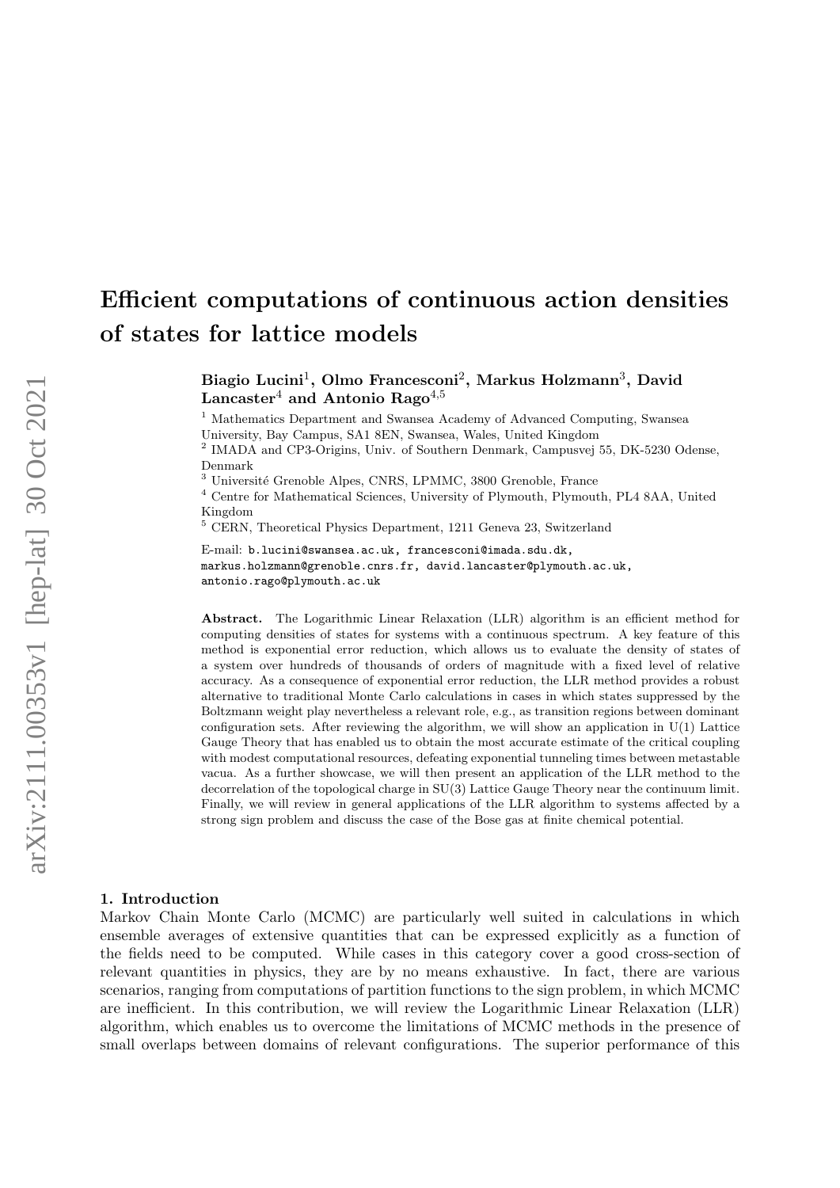# Efficient computations of continuous action densities of states for lattice models

**Biagio Lucini[1], Olmo Francesconi[2], Markus Holzmann[3], David Lancaster[4] and Antonio Rago[4,5]**

[1] Mathematics Department and Swansea Academy of Advanced Computing, Swansea University, Bay Campus, SA1 8EN, Swansea, Wales, United Kingdom
[2] IMADA and CP3-Origins, Univ. of Southern Denmark, Campusvej 55, DK-5230 Odense, Denmark
[3] Université Grenoble Alpes, CNRS, LPMMC, 3800 Grenoble, France
[4] Centre for Mathematical Sciences, University of Plymouth, Plymouth, PL4 8AA, United Kingdom
[5] CERN, Theoretical Physics Department, 1211 Geneva 23, Switzerland

E-mail: `b.lucini@swansea.ac.uk, francesconi@imada.sdu.dk, markus.holzmann@grenoble.cnrs.fr, david.lancaster@plymouth.ac.uk, antonio.rago@plymouth.ac.uk`

**Abstract.** The Logarithmic Linear Relaxation (LLR) algorithm is an efficient method for computing densities of states for systems with a continuous spectrum. A key feature of this method is exponential error reduction, which allows us to evaluate the density of states of a system over hundreds of thousands of orders of magnitude with a fixed level of relative accuracy. As a consequence of exponential error reduction, the LLR method provides a robust alternative to traditional Monte Carlo calculations in cases in which states suppressed by the Boltzmann weight play nevertheless a relevant role, e.g., as transition regions between dominant configuration sets. After reviewing the algorithm, we will show an application in U(1) Lattice Gauge Theory that has enabled us to obtain the most accurate estimate of the critical coupling with modest computational resources, defeating exponential tunneling times between metastable vacua. As a further showcase, we will then present an application of the LLR method to the decorrelation of the topological charge in SU(3) Lattice Gauge Theory near the continuum limit. Finally, we will review in general applications of the LLR algorithm to systems affected by a strong sign problem and discuss the case of the Bose gas at finite chemical potential.

## 1. Introduction

Markov Chain Monte Carlo (MCMC) are particularly well suited in calculations in which ensemble averages of extensive quantities that can be expressed explicitly as a function of the fields need to be computed. While cases in this category cover a good cross-section of relevant quantities in physics, they are by no means exhaustive. In fact, there are various scenarios, ranging from computations of partition functions to the sign problem, in which MCMC are inefficient. In this contribution, we will review the Logarithmic Linear Relaxation (LLR) algorithm, which enables us to overcome the limitations of MCMC methods in the presence of small overlaps between domains of relevant configurations. The superior performance of this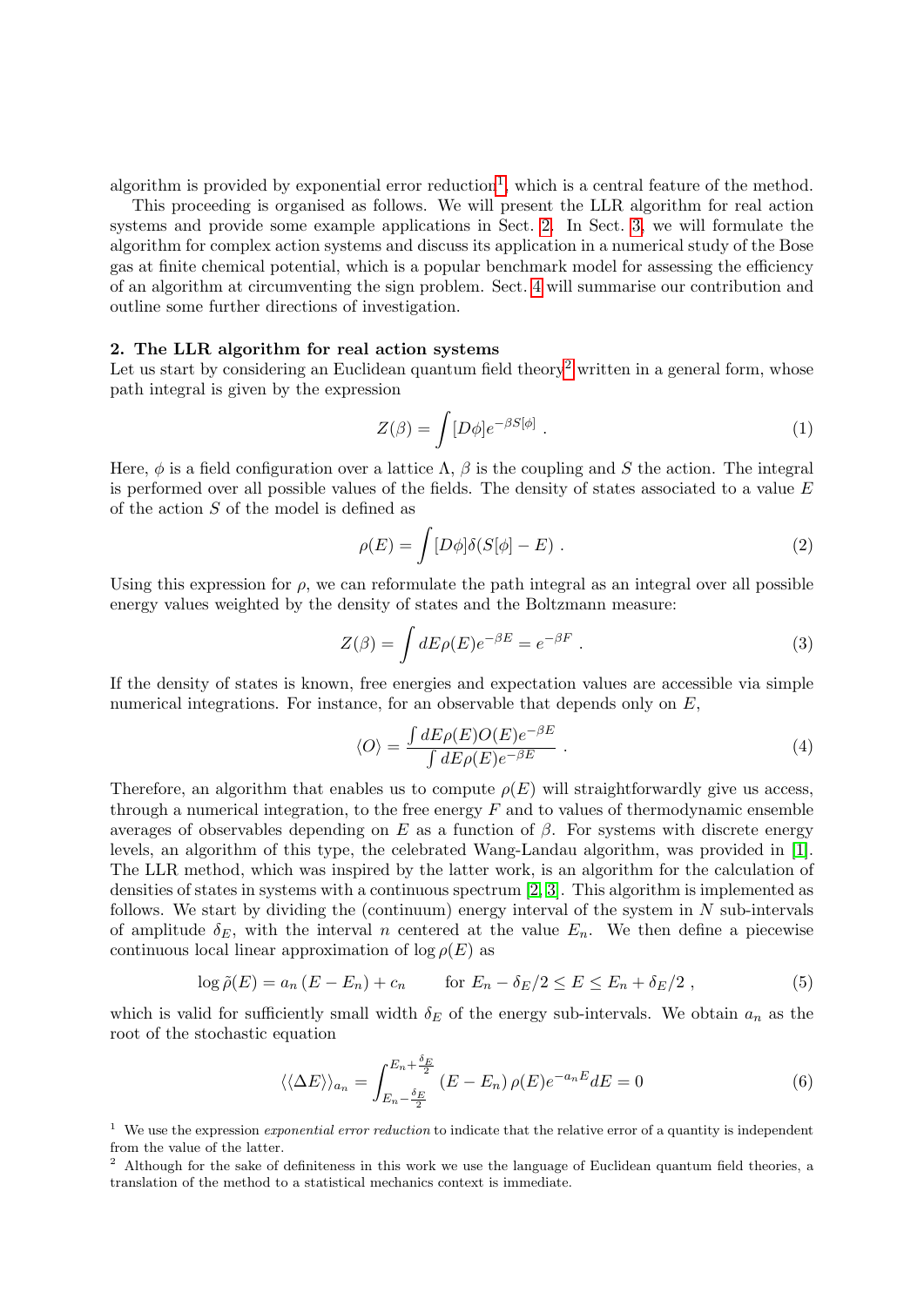algorithm is provided by exponential error reduction[1], which is a central feature of the method.

This proceeding is organised as follows. We will present the LLR algorithm for real action systems and provide some example applications in Sect. 2. In Sect. 3, we will formulate the algorithm for complex action systems and discuss its application in a numerical study of the Bose gas at finite chemical potential, which is a popular benchmark model for assessing the efficiency of an algorithm at circumventing the sign problem. Sect. 4 will summarise our contribution and outline some further directions of investigation.

## 2. The LLR algorithm for real action systems

Let us start by considering an Euclidean quantum field theory[2] written in a general form, whose path integral is given by the expression

$$Z(\beta) = \int [D\phi] e^{-\beta S[\phi]} \ . \tag{1}$$

Here, $\phi$ is a field configuration over a lattice $\Lambda$, $\beta$ is the coupling and $S$ the action. The integral is performed over all possible values of the fields. The density of states associated to a value $E$ of the action $S$ of the model is defined as

$$\rho(E) = \int [D\phi] \delta(S[\phi] - E) \ . \tag{2}$$

Using this expression for $\rho$, we can reformulate the path integral as an integral over all possible energy values weighted by the density of states and the Boltzmann measure:

$$Z(\beta) = \int dE \rho(E) e^{-\beta E} = e^{-\beta F} \ . \tag{3}$$

If the density of states is known, free energies and expectation values are accessible via simple numerical integrations. For instance, for an observable that depends only on $E$,

$$\langle O \rangle = \frac{\int dE \rho(E) O(E) e^{-\beta E}}{\int dE \rho(E) e^{-\beta E}} \ . \tag{4}$$

Therefore, an algorithm that enables us to compute $\rho(E)$ will straightforwardly give us access, through a numerical integration, to the free energy $F$ and to values of thermodynamic ensemble averages of observables depending on $E$ as a function of $\beta$. For systems with discrete energy levels, an algorithm of this type, the celebrated Wang-Landau algorithm, was provided in [1]. The LLR method, which was inspired by the latter work, is an algorithm for the calculation of densities of states in systems with a continuous spectrum [2, 3]. This algorithm is implemented as follows. We start by dividing the (continuum) energy interval of the system in $N$ sub-intervals of amplitude $\delta_E$, with the interval $n$ centered at the value $E_n$. We then define a piecewise continuous local linear approximation of $\log \rho(E)$ as

$$\log \tilde{\rho}(E) = a_n (E - E_n) + c_n \qquad \text{for } E_n - \delta_E/2 \leq E \leq E_n + \delta_E/2 \ , \tag{5}$$

which is valid for sufficiently small width $\delta_E$ of the energy sub-intervals. We obtain $a_n$ as the root of the stochastic equation

$$\langle\langle \Delta E \rangle\rangle_{a_n} = \int_{E_n - \frac{\delta_E}{2}}^{E_n + \frac{\delta_E}{2}} (E - E_n) \rho(E) e^{-a_n E} dE = 0 \tag{6}$$

[1] We use the expression *exponential error reduction* to indicate that the relative error of a quantity is independent from the value of the latter.

[2] Although for the sake of definiteness in this work we use the language of Euclidean quantum field theories, a translation of the method to a statistical mechanics context is immediate.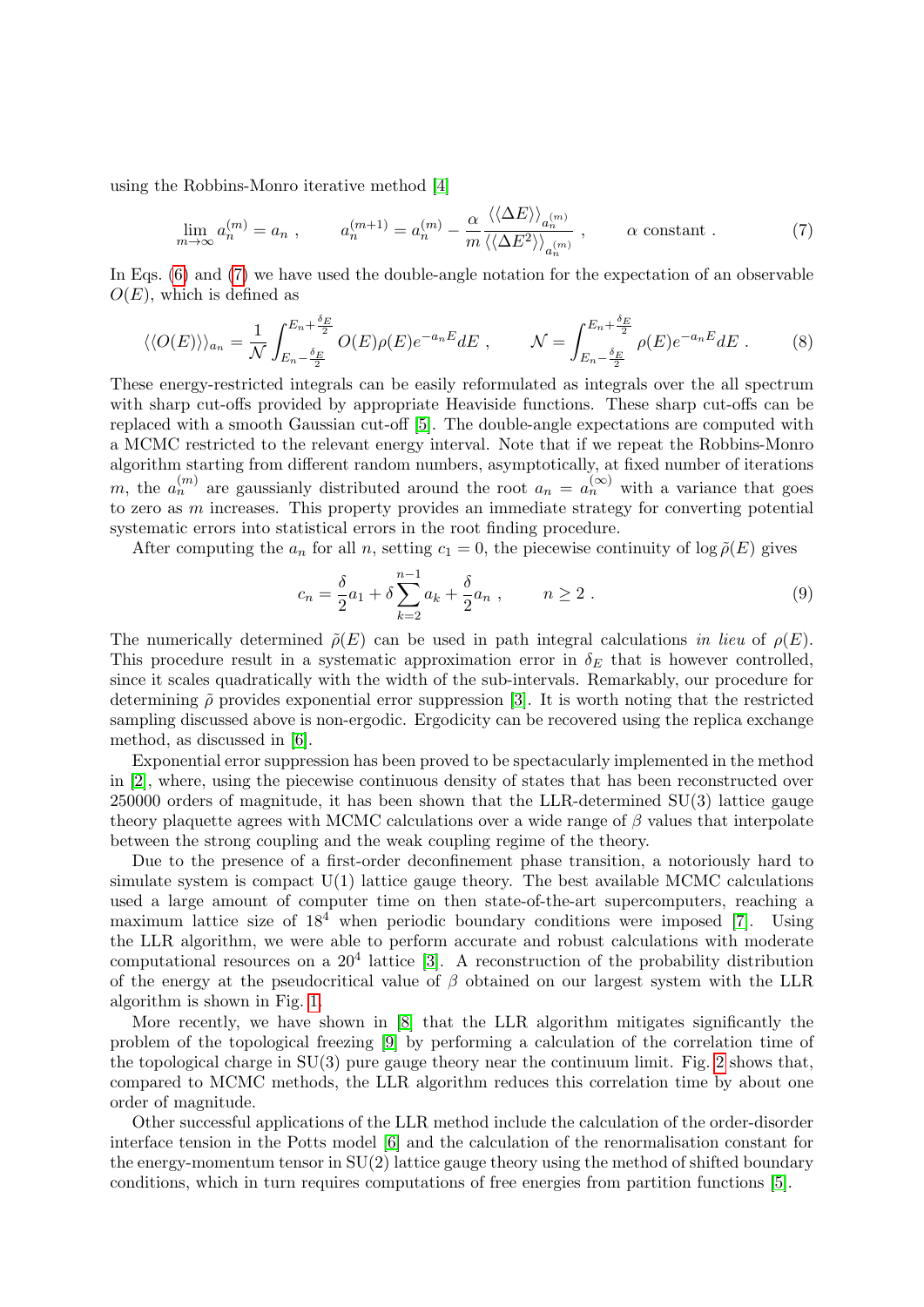using the Robbins-Monro iterative method [4]

$$\lim_{m\to\infty} a_n^{(m)} = a_n \ , \qquad a_n^{(m+1)} = a_n^{(m)} - \frac{\alpha}{m} \frac{\langle\langle \Delta E \rangle\rangle_{a_n^{(m)}}}{\langle\langle \Delta E^2 \rangle\rangle_{a_n^{(m)}}} \ , \qquad \alpha \text{ constant} \ . \tag{7}$$

In Eqs. (6) and (7) we have used the double-angle notation for the expectation of an observable $O(E)$, which is defined as

$$\langle\langle O(E) \rangle\rangle_{a_n} = \frac{1}{\mathcal{N}} \int_{E_n - \frac{\delta_E}{2}}^{E_n + \frac{\delta_E}{2}} O(E) \rho(E) e^{-a_n E} dE \ , \qquad \mathcal{N} = \int_{E_n - \frac{\delta_E}{2}}^{E_n + \frac{\delta_E}{2}} \rho(E) e^{-a_n E} dE \ . \tag{8}$$

These energy-restricted integrals can be easily reformulated as integrals over the all spectrum with sharp cut-offs provided by appropriate Heaviside functions. These sharp cut-offs can be replaced with a smooth Gaussian cut-off [5]. The double-angle expectations are computed with a MCMC restricted to the relevant energy interval. Note that if we repeat the Robbins-Monro algorithm starting from different random numbers, asymptotically, at fixed number of iterations $m$, the $a_n^{(m)}$ are gaussianly distributed around the root $a_n = a_n^{(\infty)}$ with a variance that goes to zero as $m$ increases. This property provides an immediate strategy for converting potential systematic errors into statistical errors in the root finding procedure.

After computing the $a_n$ for all $n$, setting $c_1 = 0$, the piecewise continuity of $\log \tilde{\rho}(E)$ gives

$$c_n = \frac{\delta}{2} a_1 + \delta \sum_{k=2}^{n-1} a_k + \frac{\delta}{2} a_n \ , \qquad n \geq 2 \ . \tag{9}$$

The numerically determined $\tilde{\rho}(E)$ can be used in path integral calculations *in lieu* of $\rho(E)$. This procedure result in a systematic approximation error in $\delta_E$ that is however controlled, since it scales quadratically with the width of the sub-intervals. Remarkably, our procedure for determining $\tilde{\rho}$ provides exponential error suppression [3]. It is worth noting that the restricted sampling discussed above is non-ergodic. Ergodicity can be recovered using the replica exchange method, as discussed in [6].

Exponential error suppression has been proved to be spectacularly implemented in the method in [2], where, using the piecewise continuous density of states that has been reconstructed over 250000 orders of magnitude, it has been shown that the LLR-determined SU(3) lattice gauge theory plaquette agrees with MCMC calculations over a wide range of $\beta$ values that interpolate between the strong coupling and the weak coupling regime of the theory.

Due to the presence of a first-order deconfinement phase transition, a notoriously hard to simulate system is compact U(1) lattice gauge theory. The best available MCMC calculations used a large amount of computer time on then state-of-the-art supercomputers, reaching a maximum lattice size of $18^4$ when periodic boundary conditions were imposed [7]. Using the LLR algorithm, we were able to perform accurate and robust calculations with moderate computational resources on a $20^4$ lattice [3]. A reconstruction of the probability distribution of the energy at the pseudocritical value of $\beta$ obtained on our largest system with the LLR algorithm is shown in Fig. 1.

More recently, we have shown in [8] that the LLR algorithm mitigates significantly the problem of the topological freezing [9] by performing a calculation of the correlation time of the topological charge in SU(3) pure gauge theory near the continuum limit. Fig. 2 shows that, compared to MCMC methods, the LLR algorithm reduces this correlation time by about one order of magnitude.

Other successful applications of the LLR method include the calculation of the order-disorder interface tension in the Potts model [6] and the calculation of the renormalisation constant for the energy-momentum tensor in SU(2) lattice gauge theory using the method of shifted boundary conditions, which in turn requires computations of free energies from partition functions [5].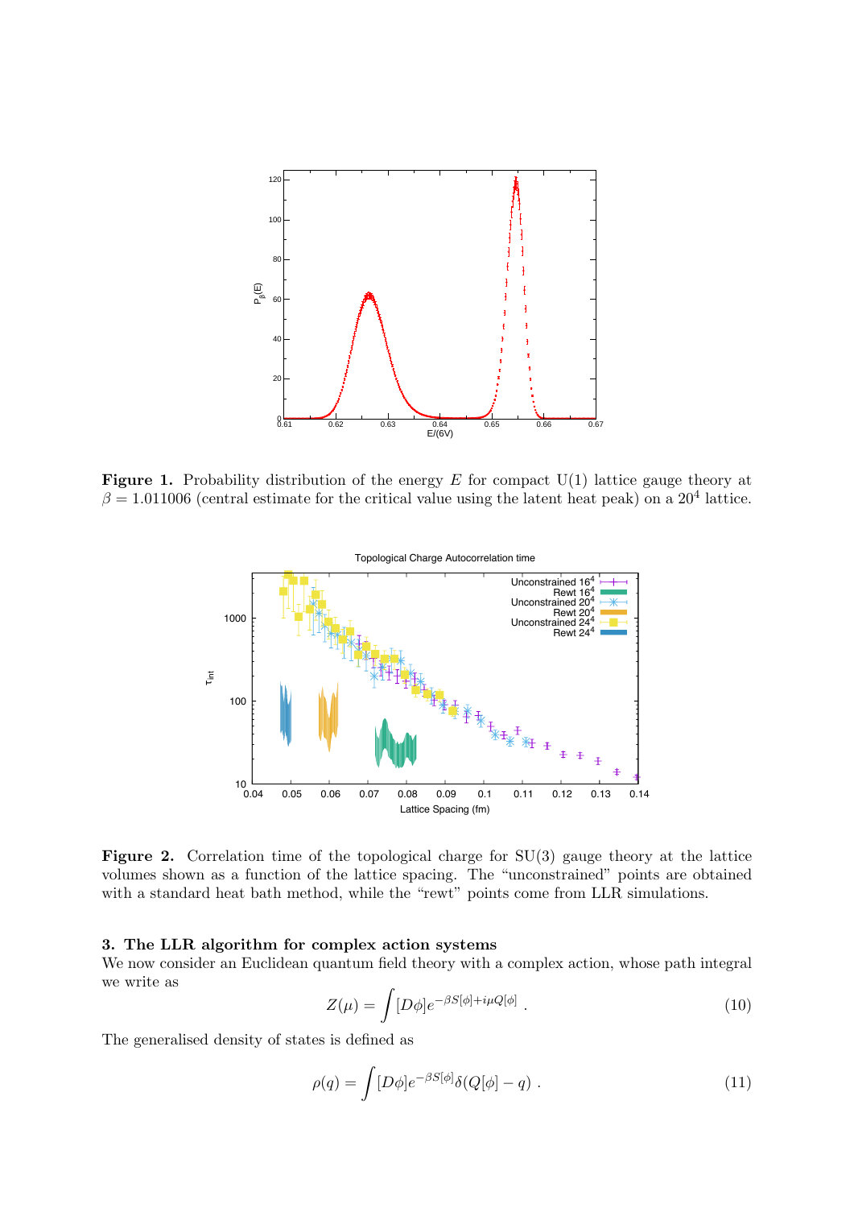**Figure 1.** Probability distribution of the energy $E$ for compact U(1) lattice gauge theory at $\beta = 1.011006$ (central estimate for the critical value using the latent heat peak) on a $20^4$ lattice.

**Figure 2.** Correlation time of the topological charge for SU(3) gauge theory at the lattice volumes shown as a function of the lattice spacing. The "unconstrained" points are obtained with a standard heat bath method, while the "rewt" points come from LLR simulations.

### 3. The LLR algorithm for complex action systems

We now consider an Euclidean quantum field theory with a complex action, whose path integral we write as

$$Z(\mu) = \int [D\phi] e^{-\beta S[\phi] + i\mu Q[\phi]} \ . \tag{10}$$

The generalised density of states is defined as

$$\rho(q) = \int [D\phi] e^{-\beta S[\phi]} \delta(Q[\phi] - q) \ . \tag{11}$$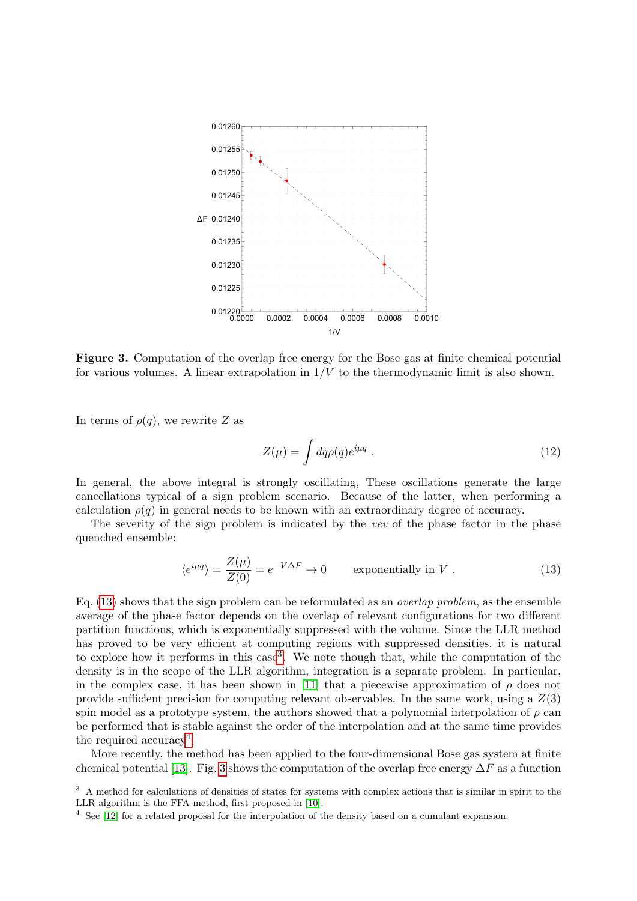**Figure 3.** Computation of the overlap free energy for the Bose gas at finite chemical potential for various volumes. A linear extrapolation in $1/V$ to the thermodynamic limit is also shown.

In terms of $\rho(q)$, we rewrite $Z$ as

$$Z(\mu) = \int dq \rho(q) e^{i\mu q} \ . \tag{12}$$

In general, the above integral is strongly oscillating, These oscillations generate the large cancellations typical of a sign problem scenario. Because of the latter, when performing a calculation $\rho(q)$ in general needs to be known with an extraordinary degree of accuracy.

The severity of the sign problem is indicated by the *vev* of the phase factor in the phase quenched ensemble:

$$\langle e^{i\mu q} \rangle = \frac{Z(\mu)}{Z(0)} = e^{-V\Delta F} \to 0 \qquad \text{exponentially in } V \ . \tag{13}$$

Eq. (13) shows that the sign problem can be reformulated as an *overlap problem*, as the ensemble average of the phase factor depends on the overlap of relevant configurations for two different partition functions, which is exponentially suppressed with the volume. Since the LLR method has proved to be very efficient at computing regions with suppressed densities, it is natural to explore how it performs in this case[3]. We note though that, while the computation of the density is in the scope of the LLR algorithm, integration is a separate problem. In particular, in the complex case, it has been shown in [11] that a piecewise approximation of $\rho$ does not provide sufficient precision for computing relevant observables. In the same work, using a $Z(3)$ spin model as a prototype system, the authors showed that a polynomial interpolation of $\rho$ can be performed that is stable against the order of the interpolation and at the same time provides the required accuracy[4].

More recently, the method has been applied to the four-dimensional Bose gas system at finite chemical potential [13]. Fig. 3 shows the computation of the overlap free energy $\Delta F$ as a function

[3] A method for calculations of densities of states for systems with complex actions that is similar in spirit to the LLR algorithm is the FFA method, first proposed in [10].

[4] See [12] for a related proposal for the interpolation of the density based on a cumulant expansion.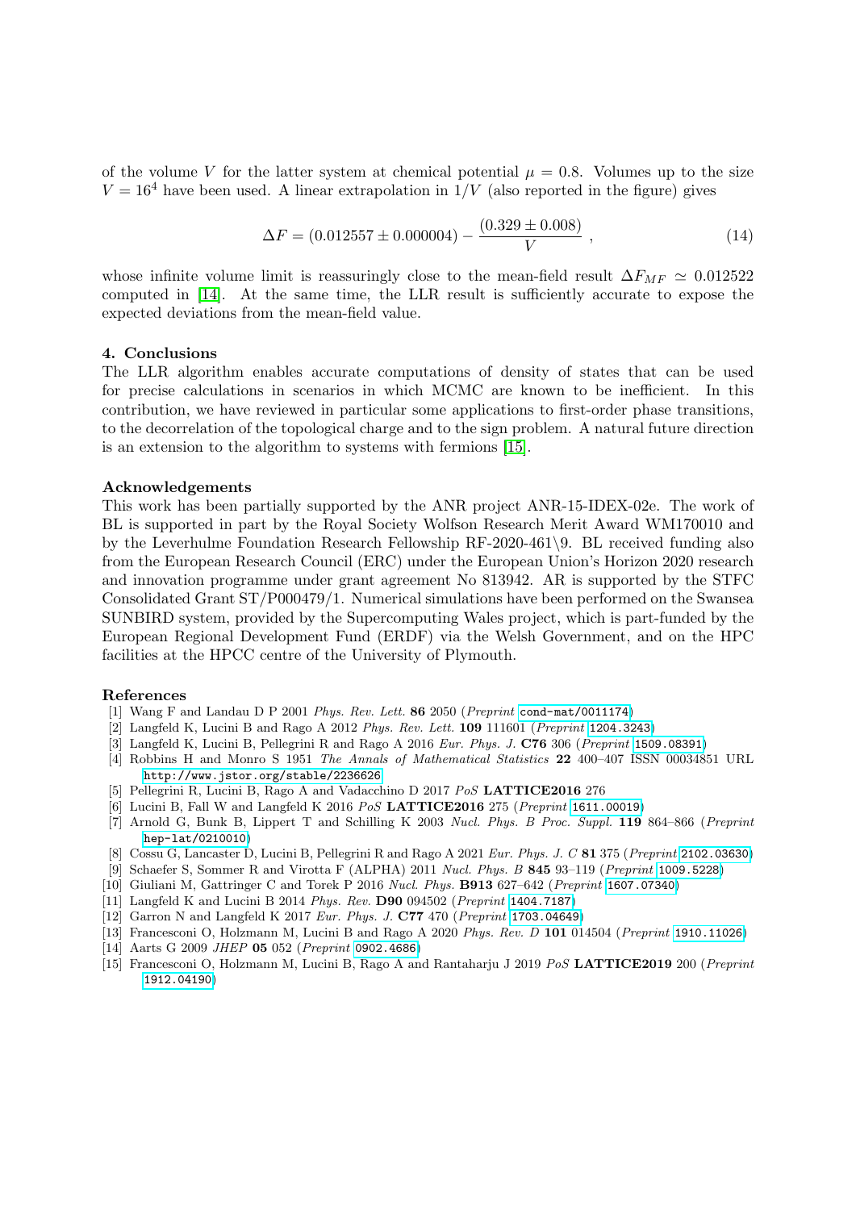of the volume $V$ for the latter system at chemical potential $\mu = 0.8$. Volumes up to the size $V = 16^4$ have been used. A linear extrapolation in $1/V$ (also reported in the figure) gives

$$\Delta F = (0.012557 \pm 0.000004) - \frac{(0.329 \pm 0.008)}{V} \ , \tag{14}$$

whose infinite volume limit is reassuringly close to the mean-field result $\Delta F_{MF} \simeq 0.012522$ computed in [14]. At the same time, the LLR result is sufficiently accurate to expose the expected deviations from the mean-field value.

## 4. Conclusions

The LLR algorithm enables accurate computations of density of states that can be used for precise calculations in scenarios in which MCMC are known to be inefficient. In this contribution, we have reviewed in particular some applications to first-order phase transitions, to the decorrelation of the topological charge and to the sign problem. A natural future direction is an extension to the algorithm to systems with fermions [15].

## Acknowledgements

This work has been partially supported by the ANR project ANR-15-IDEX-02e. The work of BL is supported in part by the Royal Society Wolfson Research Merit Award WM170010 and by the Leverhulme Foundation Research Fellowship RF-2020-461\9. BL received funding also from the European Research Council (ERC) under the European Union's Horizon 2020 research and innovation programme under grant agreement No 813942. AR is supported by the STFC Consolidated Grant ST/P000479/1. Numerical simulations have been performed on the Swansea SUNBIRD system, provided by the Supercomputing Wales project, which is part-funded by the European Regional Development Fund (ERDF) via the Welsh Government, and on the HPC facilities at the HPCC centre of the University of Plymouth.

## References

[1] Wang F and Landau D P 2001 *Phys. Rev. Lett.* **86** 2050 (*Preprint* cond-mat/0011174)
[2] Langfeld K, Lucini B and Rago A 2012 *Phys. Rev. Lett.* **109** 111601 (*Preprint* 1204.3243)
[3] Langfeld K, Lucini B, Pellegrini R and Rago A 2016 *Eur. Phys. J.* **C76** 306 (*Preprint* 1509.08391)
[4] Robbins H and Monro S 1951 *The Annals of Mathematical Statistics* **22** 400–407 ISSN 00034851 URL http://www.jstor.org/stable/2236626
[5] Pellegrini R, Lucini B, Rago A and Vadacchino D 2017 *PoS* **LATTICE2016** 276
[6] Lucini B, Fall W and Langfeld K 2016 *PoS* **LATTICE2016** 275 (*Preprint* 1611.00019)
[7] Arnold G, Bunk B, Lippert T and Schilling K 2003 *Nucl. Phys. B Proc. Suppl.* **119** 864–866 (*Preprint* hep-lat/0210010)
[8] Cossu G, Lancaster D, Lucini B, Pellegrini R and Rago A 2021 *Eur. Phys. J. C* **81** 375 (*Preprint* 2102.03630)
[9] Schaefer S, Sommer R and Virotta F (ALPHA) 2011 *Nucl. Phys. B* **845** 93–119 (*Preprint* 1009.5228)
[10] Giuliani M, Gattringer C and Torek P 2016 *Nucl. Phys.* **B913** 627–642 (*Preprint* 1607.07340)
[11] Langfeld K and Lucini B 2014 *Phys. Rev.* **D90** 094502 (*Preprint* 1404.7187)
[12] Garron N and Langfeld K 2017 *Eur. Phys. J.* **C77** 470 (*Preprint* 1703.04649)
[13] Francesconi O, Holzmann M, Lucini B and Rago A 2020 *Phys. Rev. D* **101** 014504 (*Preprint* 1910.11026)
[14] Aarts G 2009 *JHEP* **05** 052 (*Preprint* 0902.4686)
[15] Francesconi O, Holzmann M, Lucini B, Rago A and Rantaharju J 2019 *PoS* **LATTICE2019** 200 (*Preprint* 1912.04190)